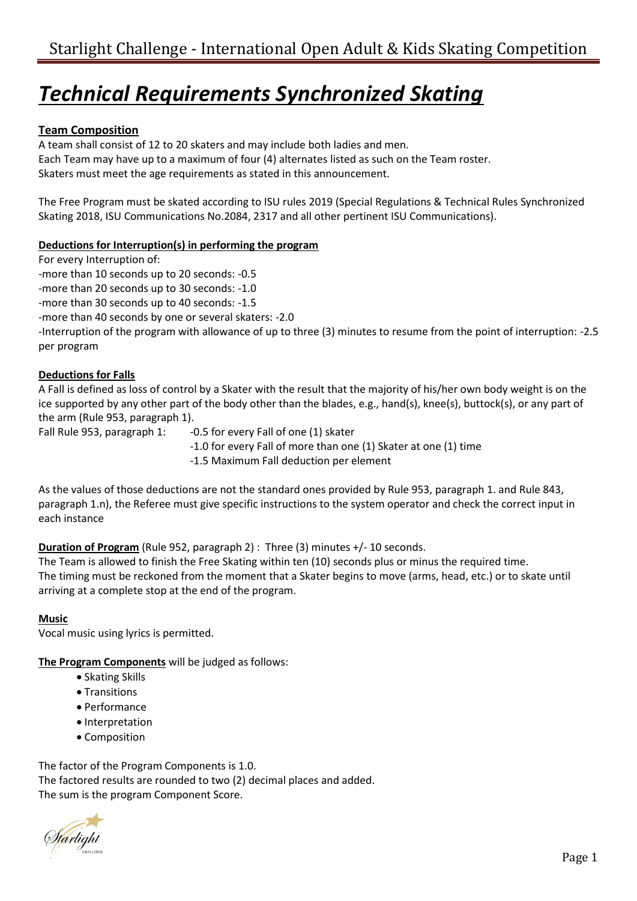# ***Technical Requirements Synchronized Skating***

**Team Composition**

A team shall consist of 12 to 20 skaters and may include both ladies and men.
Each Team may have up to a maximum of four (4) alternates listed as such on the Team roster.
Skaters must meet the age requirements as stated in this announcement.

The Free Program must be skated according to ISU rules 2019 (Special Regulations & Technical Rules Synchronized Skating 2018, ISU Communications No.2084, 2317 and all other pertinent ISU Communications).

**Deductions for Interruption(s) in performing the program**

For every Interruption of:
-more than 10 seconds up to 20 seconds: -0.5
-more than 20 seconds up to 30 seconds: -1.0
-more than 30 seconds up to 40 seconds: -1.5
-more than 40 seconds by one or several skaters: -2.0
-Interruption of the program with allowance of up to three (3) minutes to resume from the point of interruption: -2.5 per program

**Deductions for Falls**

A Fall is defined as loss of control by a Skater with the result that the majority of his/her own body weight is on the ice supported by any other part of the body other than the blades, e.g., hand(s), knee(s), buttock(s), or any part of the arm (Rule 953, paragraph 1).

Fall Rule 953, paragraph 1:
- -0.5 for every Fall of one (1) skater
- -1.0 for every Fall of more than one (1) Skater at one (1) time
- -1.5 Maximum Fall deduction per element

As the values of those deductions are not the standard ones provided by Rule 953, paragraph 1. and Rule 843, paragraph 1.n), the Referee must give specific instructions to the system operator and check the correct input in each instance

**Duration of Program** (Rule 952, paragraph 2) : Three (3) minutes +/- 10 seconds.
The Team is allowed to finish the Free Skating within ten (10) seconds plus or minus the required time.
The timing must be reckoned from the moment that a Skater begins to move (arms, head, etc.) or to skate until arriving at a complete stop at the end of the program.

**Music**

Vocal music using lyrics is permitted.

**The Program Components** will be judged as follows:

- Skating Skills
- Transitions
- Performance
- Interpretation
- Composition

The factor of the Program Components is 1.0.
The factored results are rounded to two (2) decimal places and added.
The sum is the program Component Score.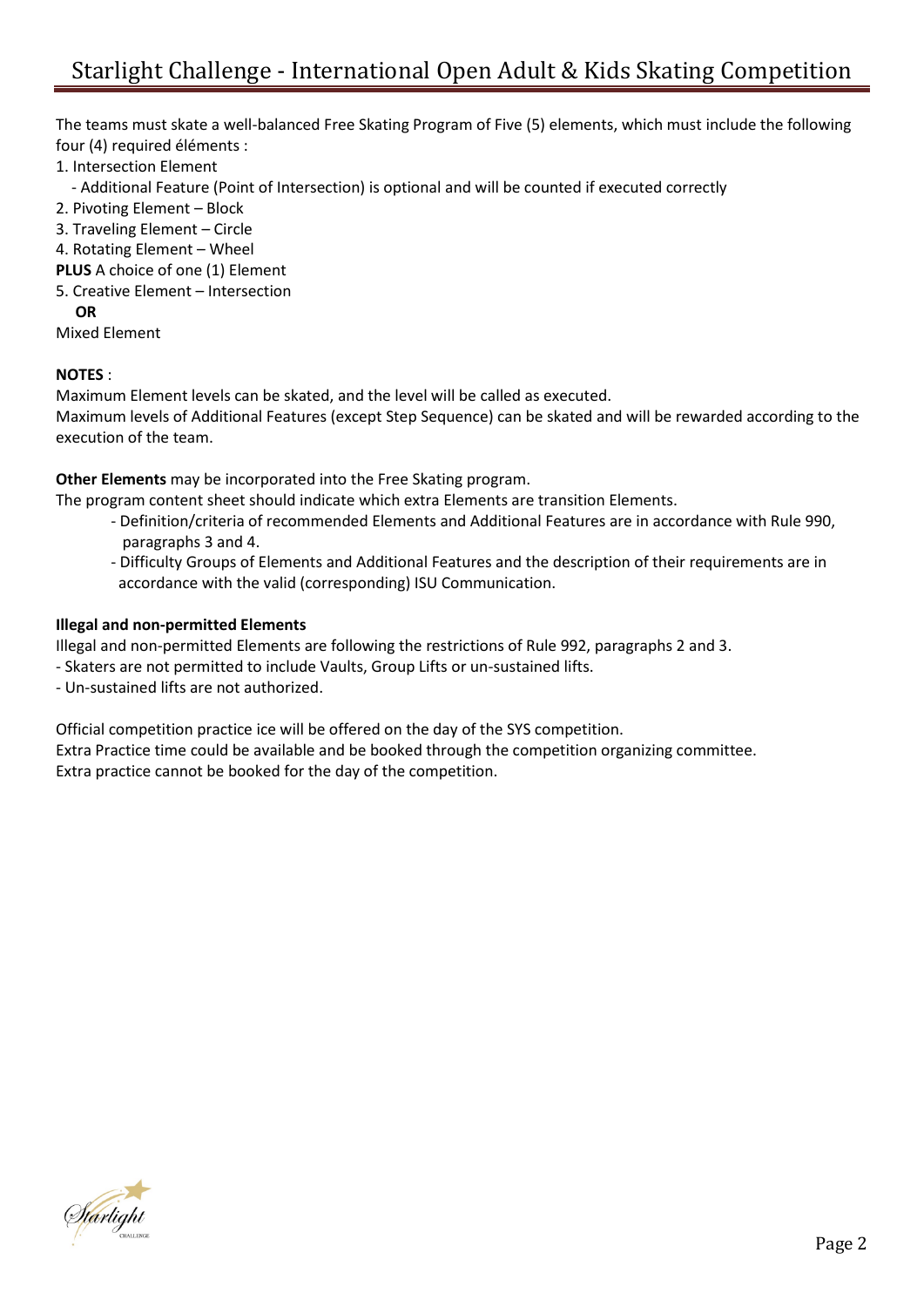The teams must skate a well-balanced Free Skating Program of Five (5) elements, which must include the following four (4) required éléments :

1. Intersection Element
   - Additional Feature (Point of Intersection) is optional and will be counted if executed correctly
2. Pivoting Element – Block
3. Traveling Element – Circle
4. Rotating Element – Wheel

**PLUS** A choice of one (1) Element

5. Creative Element – Intersection

   **OR**

Mixed Element

**NOTES** :

Maximum Element levels can be skated, and the level will be called as executed.

Maximum levels of Additional Features (except Step Sequence) can be skated and will be rewarded according to the execution of the team.

**Other Elements** may be incorporated into the Free Skating program.

The program content sheet should indicate which extra Elements are transition Elements.

- Definition/criteria of recommended Elements and Additional Features are in accordance with Rule 990, paragraphs 3 and 4.
- Difficulty Groups of Elements and Additional Features and the description of their requirements are in accordance with the valid (corresponding) ISU Communication.

**Illegal and non-permitted Elements**

Illegal and non-permitted Elements are following the restrictions of Rule 992, paragraphs 2 and 3.

- Skaters are not permitted to include Vaults, Group Lifts or un-sustained lifts.
- Un-sustained lifts are not authorized.

Official competition practice ice will be offered on the day of the SYS competition.

Extra Practice time could be available and be booked through the competition organizing committee.

Extra practice cannot be booked for the day of the competition.